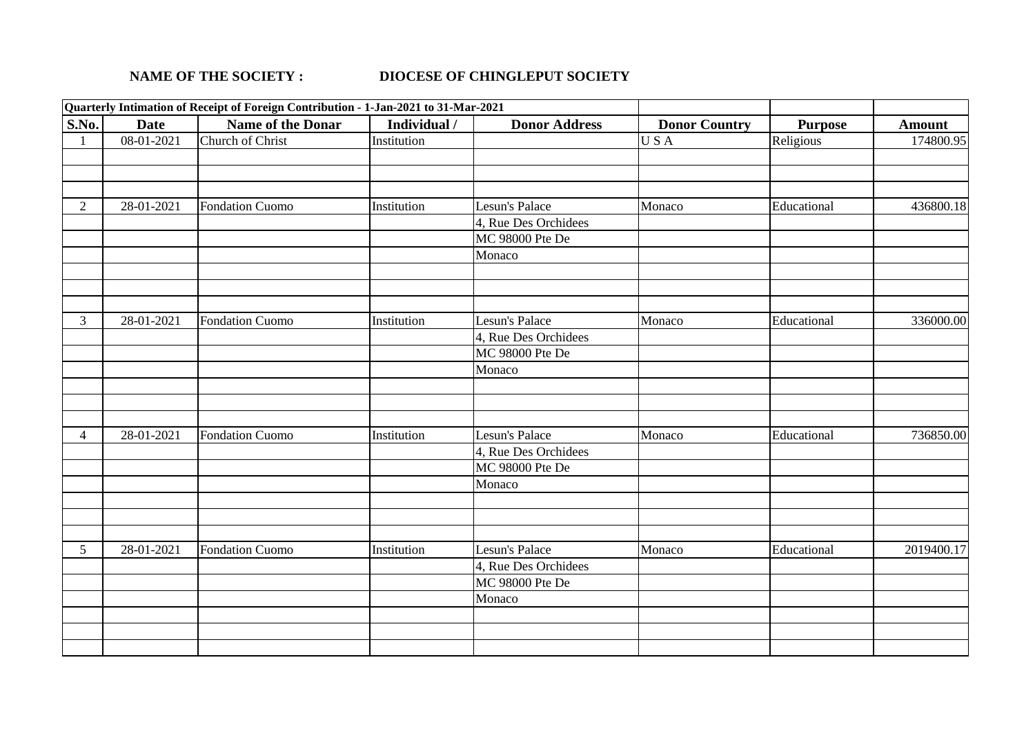**NAME OF THE SOCIETY : DIOCESE OF CHINGLEPUT SOCIETY**

| Quarterly Intimation of Receipt of Foreign Contribution - 1-Jan-2021 to 31-Mar-2021 | | | | | | | |
|---|---|---|---|---|---|---|---|
| **S.No.** | **Date** | **Name of the Donar** | **Individual /** | **Donor Address** | **Donor Country** | **Purpose** | **Amount** |
| 1 | 08-01-2021 | Church of Christ | Institution | | U S A | Religious | 174800.95 |
| | | | | | | | |
| | | | | | | | |
| | | | | | | | |
| 2 | 28-01-2021 | Fondation Cuomo | Institution | Lesun's Palace | Monaco | Educational | 436800.18 |
| | | | | 4, Rue Des Orchidees | | | |
| | | | | MC 98000 Pte De | | | |
| | | | | Monaco | | | |
| | | | | | | | |
| | | | | | | | |
| | | | | | | | |
| 3 | 28-01-2021 | Fondation Cuomo | Institution | Lesun's Palace | Monaco | Educational | 336000.00 |
| | | | | 4, Rue Des Orchidees | | | |
| | | | | MC 98000 Pte De | | | |
| | | | | Monaco | | | |
| | | | | | | | |
| | | | | | | | |
| | | | | | | | |
| 4 | 28-01-2021 | Fondation Cuomo | Institution | Lesun's Palace | Monaco | Educational | 736850.00 |
| | | | | 4, Rue Des Orchidees | | | |
| | | | | MC 98000 Pte De | | | |
| | | | | Monaco | | | |
| | | | | | | | |
| | | | | | | | |
| | | | | | | | |
| 5 | 28-01-2021 | Fondation Cuomo | Institution | Lesun's Palace | Monaco | Educational | 2019400.17 |
| | | | | 4, Rue Des Orchidees | | | |
| | | | | MC 98000 Pte De | | | |
| | | | | Monaco | | | |
| | | | | | | | |
| | | | | | | | |
| | | | | | | | |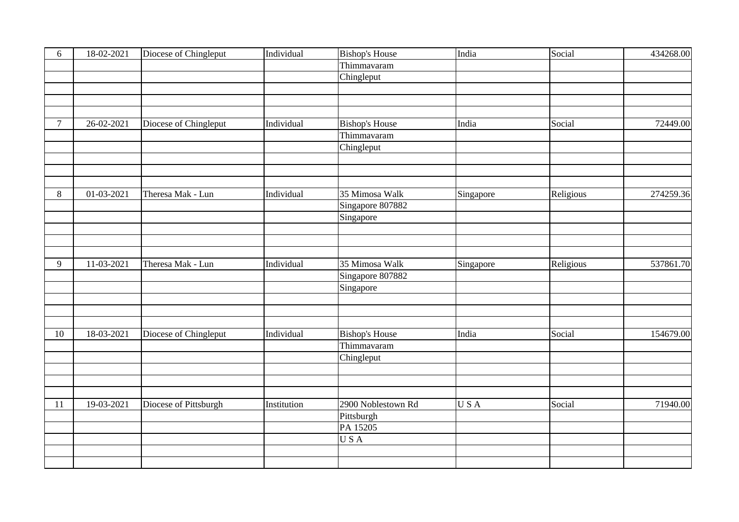| 6 | 18-02-2021 | Diocese of Chingleput | Individual | Bishop's House | India | Social | 434268.00 |
|---|---|---|---|---|---|---|---|
| | | | | Thimmavaram | | | |
| | | | | Chingleput | | | |
| | | | | | | | |
| | | | | | | | |
| | | | | | | | |
| 7 | 26-02-2021 | Diocese of Chingleput | Individual | Bishop's House | India | Social | 72449.00 |
| | | | | Thimmavaram | | | |
| | | | | Chingleput | | | |
| | | | | | | | |
| | | | | | | | |
| | | | | | | | |
| 8 | 01-03-2021 | Theresa Mak - Lun | Individual | 35 Mimosa Walk | Singapore | Religious | 274259.36 |
| | | | | Singapore 807882 | | | |
| | | | | Singapore | | | |
| | | | | | | | |
| | | | | | | | |
| | | | | | | | |
| 9 | 11-03-2021 | Theresa Mak - Lun | Individual | 35 Mimosa Walk | Singapore | Religious | 537861.70 |
| | | | | Singapore 807882 | | | |
| | | | | Singapore | | | |
| | | | | | | | |
| | | | | | | | |
| | | | | | | | |
| 10 | 18-03-2021 | Diocese of Chingleput | Individual | Bishop's House | India | Social | 154679.00 |
| | | | | Thimmavaram | | | |
| | | | | Chingleput | | | |
| | | | | | | | |
| | | | | | | | |
| | | | | | | | |
| 11 | 19-03-2021 | Diocese of Pittsburgh | Institution | 2900 Noblestown Rd | U S A | Social | 71940.00 |
| | | | | Pittsburgh | | | |
| | | | | PA 15205 | | | |
| | | | | U S A | | | |
| | | | | | | | |
| | | | | | | | |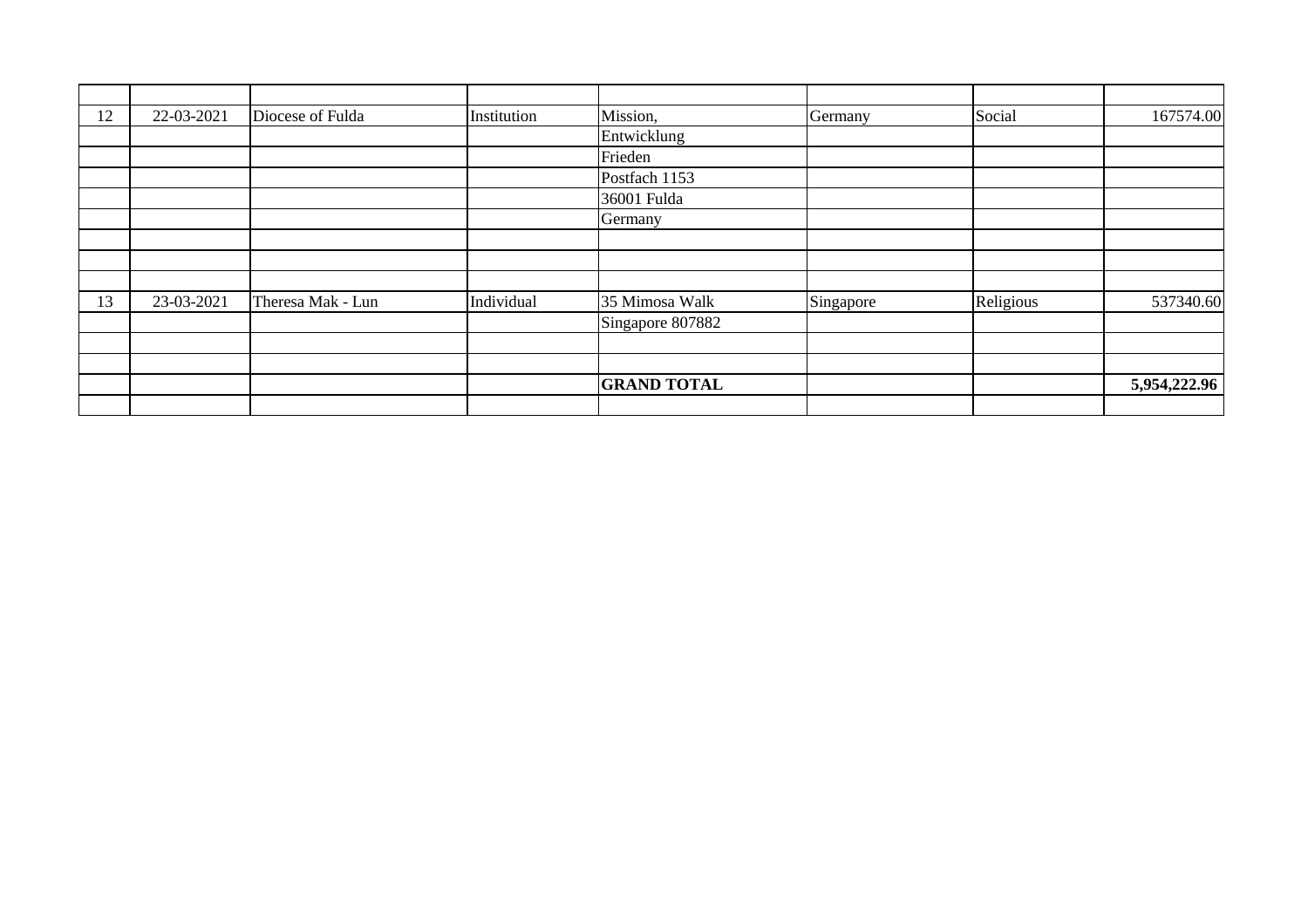| | | | | | | | |
|---|---|---|---|---|---|---|---|
| | | | | | | | |
| 12 | 22-03-2021 | Diocese of Fulda | Institution | Mission, | Germany | Social | 167574.00 |
| | | | | Entwicklung | | | |
| | | | | Frieden | | | |
| | | | | Postfach 1153 | | | |
| | | | | 36001 Fulda | | | |
| | | | | Germany | | | |
| | | | | | | | |
| | | | | | | | |
| | | | | | | | |
| 13 | 23-03-2021 | Theresa Mak - Lun | Individual | 35 Mimosa Walk | Singapore | Religious | 537340.60 |
| | | | | Singapore 807882 | | | |
| | | | | | | | |
| | | | | | | | |
| | | | | **GRAND TOTAL** | | | **5,954,222.96** |
| | | | | | | | |